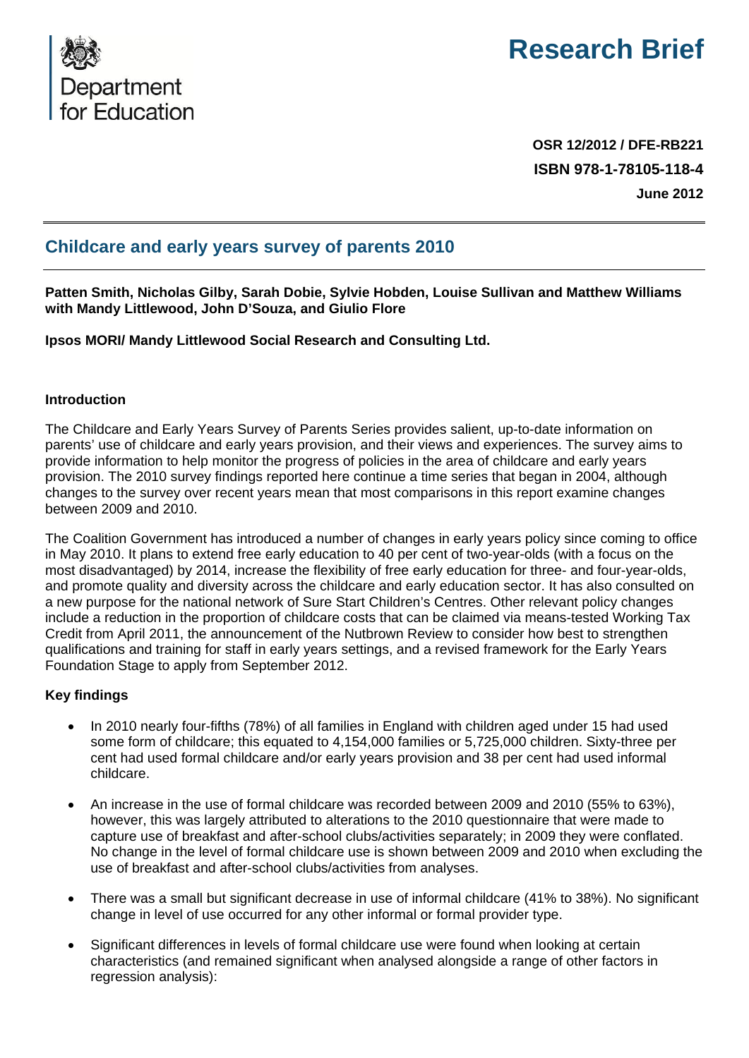Department for Education

# Research Brief

**OSR 12/2012 / DFE-RB221**
**ISBN 978-1-78105-118-4**
**June 2012**

## Childcare and early years survey of parents 2010

**Patten Smith, Nicholas Gilby, Sarah Dobie, Sylvie Hobden, Louise Sullivan and Matthew Williams with Mandy Littlewood, John D'Souza, and Giulio Flore**

**Ipsos MORI/ Mandy Littlewood Social Research and Consulting Ltd.**

### Introduction

The Childcare and Early Years Survey of Parents Series provides salient, up-to-date information on parents' use of childcare and early years provision, and their views and experiences. The survey aims to provide information to help monitor the progress of policies in the area of childcare and early years provision. The 2010 survey findings reported here continue a time series that began in 2004, although changes to the survey over recent years mean that most comparisons in this report examine changes between 2009 and 2010.

The Coalition Government has introduced a number of changes in early years policy since coming to office in May 2010. It plans to extend free early education to 40 per cent of two-year-olds (with a focus on the most disadvantaged) by 2014, increase the flexibility of free early education for three- and four-year-olds, and promote quality and diversity across the childcare and early education sector. It has also consulted on a new purpose for the national network of Sure Start Children's Centres. Other relevant policy changes include a reduction in the proportion of childcare costs that can be claimed via means-tested Working Tax Credit from April 2011, the announcement of the Nutbrown Review to consider how best to strengthen qualifications and training for staff in early years settings, and a revised framework for the Early Years Foundation Stage to apply from September 2012.

### Key findings

- In 2010 nearly four-fifths (78%) of all families in England with children aged under 15 had used some form of childcare; this equated to 4,154,000 families or 5,725,000 children. Sixty-three per cent had used formal childcare and/or early years provision and 38 per cent had used informal childcare.
- An increase in the use of formal childcare was recorded between 2009 and 2010 (55% to 63%), however, this was largely attributed to alterations to the 2010 questionnaire that were made to capture use of breakfast and after-school clubs/activities separately; in 2009 they were conflated. No change in the level of formal childcare use is shown between 2009 and 2010 when excluding the use of breakfast and after-school clubs/activities from analyses.
- There was a small but significant decrease in use of informal childcare (41% to 38%). No significant change in level of use occurred for any other informal or formal provider type.
- Significant differences in levels of formal childcare use were found when looking at certain characteristics (and remained significant when analysed alongside a range of other factors in regression analysis):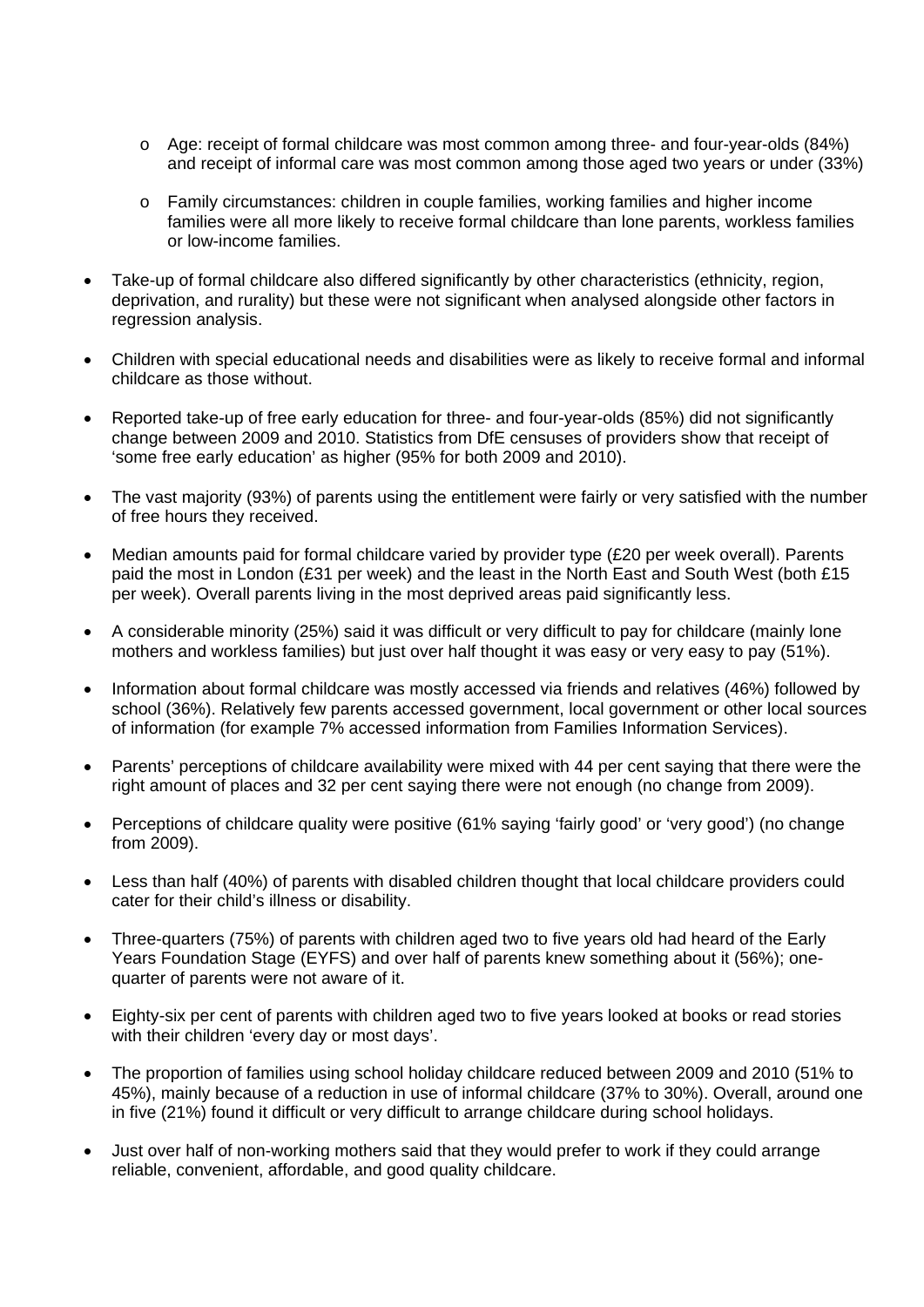- Age: receipt of formal childcare was most common among three- and four-year-olds (84%) and receipt of informal care was most common among those aged two years or under (33%)

    - Family circumstances: children in couple families, working families and higher income families were all more likely to receive formal childcare than lone parents, workless families or low-income families.

- Take-up of formal childcare also differed significantly by other characteristics (ethnicity, region, deprivation, and rurality) but these were not significant when analysed alongside other factors in regression analysis.

- Children with special educational needs and disabilities were as likely to receive formal and informal childcare as those without.

- Reported take-up of free early education for three- and four-year-olds (85%) did not significantly change between 2009 and 2010. Statistics from DfE censuses of providers show that receipt of 'some free early education' as higher (95% for both 2009 and 2010).

- The vast majority (93%) of parents using the entitlement were fairly or very satisfied with the number of free hours they received.

- Median amounts paid for formal childcare varied by provider type (£20 per week overall). Parents paid the most in London (£31 per week) and the least in the North East and South West (both £15 per week). Overall parents living in the most deprived areas paid significantly less.

- A considerable minority (25%) said it was difficult or very difficult to pay for childcare (mainly lone mothers and workless families) but just over half thought it was easy or very easy to pay (51%).

- Information about formal childcare was mostly accessed via friends and relatives (46%) followed by school (36%). Relatively few parents accessed government, local government or other local sources of information (for example 7% accessed information from Families Information Services).

- Parents' perceptions of childcare availability were mixed with 44 per cent saying that there were the right amount of places and 32 per cent saying there were not enough (no change from 2009).

- Perceptions of childcare quality were positive (61% saying 'fairly good' or 'very good') (no change from 2009).

- Less than half (40%) of parents with disabled children thought that local childcare providers could cater for their child's illness or disability.

- Three-quarters (75%) of parents with children aged two to five years old had heard of the Early Years Foundation Stage (EYFS) and over half of parents knew something about it (56%); one-quarter of parents were not aware of it.

- Eighty-six per cent of parents with children aged two to five years looked at books or read stories with their children 'every day or most days'.

- The proportion of families using school holiday childcare reduced between 2009 and 2010 (51% to 45%), mainly because of a reduction in use of informal childcare (37% to 30%). Overall, around one in five (21%) found it difficult or very difficult to arrange childcare during school holidays.

- Just over half of non-working mothers said that they would prefer to work if they could arrange reliable, convenient, affordable, and good quality childcare.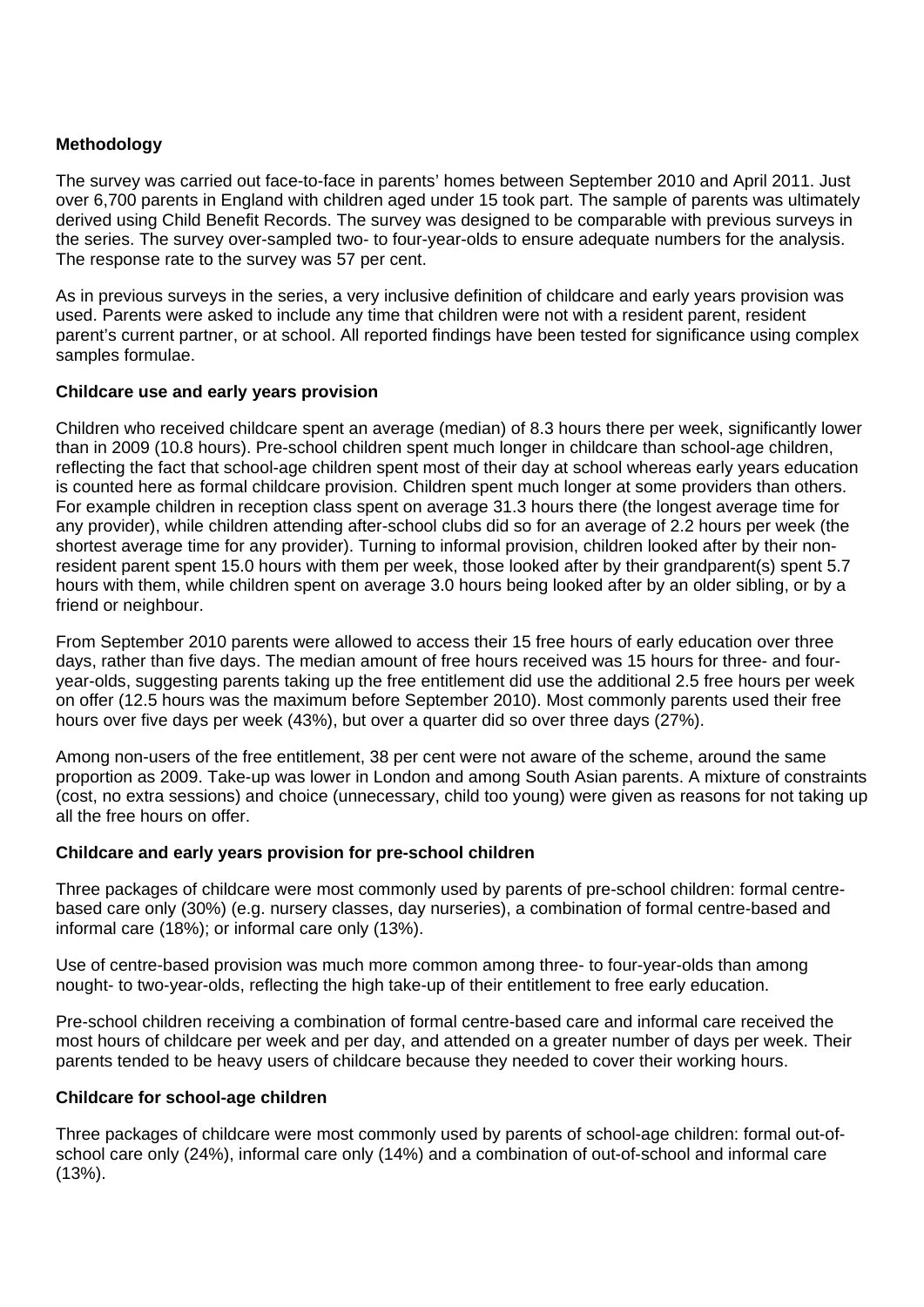**Methodology**

The survey was carried out face-to-face in parents' homes between September 2010 and April 2011. Just over 6,700 parents in England with children aged under 15 took part. The sample of parents was ultimately derived using Child Benefit Records. The survey was designed to be comparable with previous surveys in the series. The survey over-sampled two- to four-year-olds to ensure adequate numbers for the analysis. The response rate to the survey was 57 per cent.

As in previous surveys in the series, a very inclusive definition of childcare and early years provision was used. Parents were asked to include any time that children were not with a resident parent, resident parent's current partner, or at school. All reported findings have been tested for significance using complex samples formulae.

**Childcare use and early years provision**

Children who received childcare spent an average (median) of 8.3 hours there per week, significantly lower than in 2009 (10.8 hours). Pre-school children spent much longer in childcare than school-age children, reflecting the fact that school-age children spent most of their day at school whereas early years education is counted here as formal childcare provision. Children spent much longer at some providers than others. For example children in reception class spent on average 31.3 hours there (the longest average time for any provider), while children attending after-school clubs did so for an average of 2.2 hours per week (the shortest average time for any provider). Turning to informal provision, children looked after by their non-resident parent spent 15.0 hours with them per week, those looked after by their grandparent(s) spent 5.7 hours with them, while children spent on average 3.0 hours being looked after by an older sibling, or by a friend or neighbour.

From September 2010 parents were allowed to access their 15 free hours of early education over three days, rather than five days. The median amount of free hours received was 15 hours for three- and four-year-olds, suggesting parents taking up the free entitlement did use the additional 2.5 free hours per week on offer (12.5 hours was the maximum before September 2010). Most commonly parents used their free hours over five days per week (43%), but over a quarter did so over three days (27%).

Among non-users of the free entitlement, 38 per cent were not aware of the scheme, around the same proportion as 2009. Take-up was lower in London and among South Asian parents. A mixture of constraints (cost, no extra sessions) and choice (unnecessary, child too young) were given as reasons for not taking up all the free hours on offer.

**Childcare and early years provision for pre-school children**

Three packages of childcare were most commonly used by parents of pre-school children: formal centre-based care only (30%) (e.g. nursery classes, day nurseries), a combination of formal centre-based and informal care (18%); or informal care only (13%).

Use of centre-based provision was much more common among three- to four-year-olds than among nought- to two-year-olds, reflecting the high take-up of their entitlement to free early education.

Pre-school children receiving a combination of formal centre-based care and informal care received the most hours of childcare per week and per day, and attended on a greater number of days per week. Their parents tended to be heavy users of childcare because they needed to cover their working hours.

**Childcare for school-age children**

Three packages of childcare were most commonly used by parents of school-age children: formal out-of-school care only (24%), informal care only (14%) and a combination of out-of-school and informal care (13%).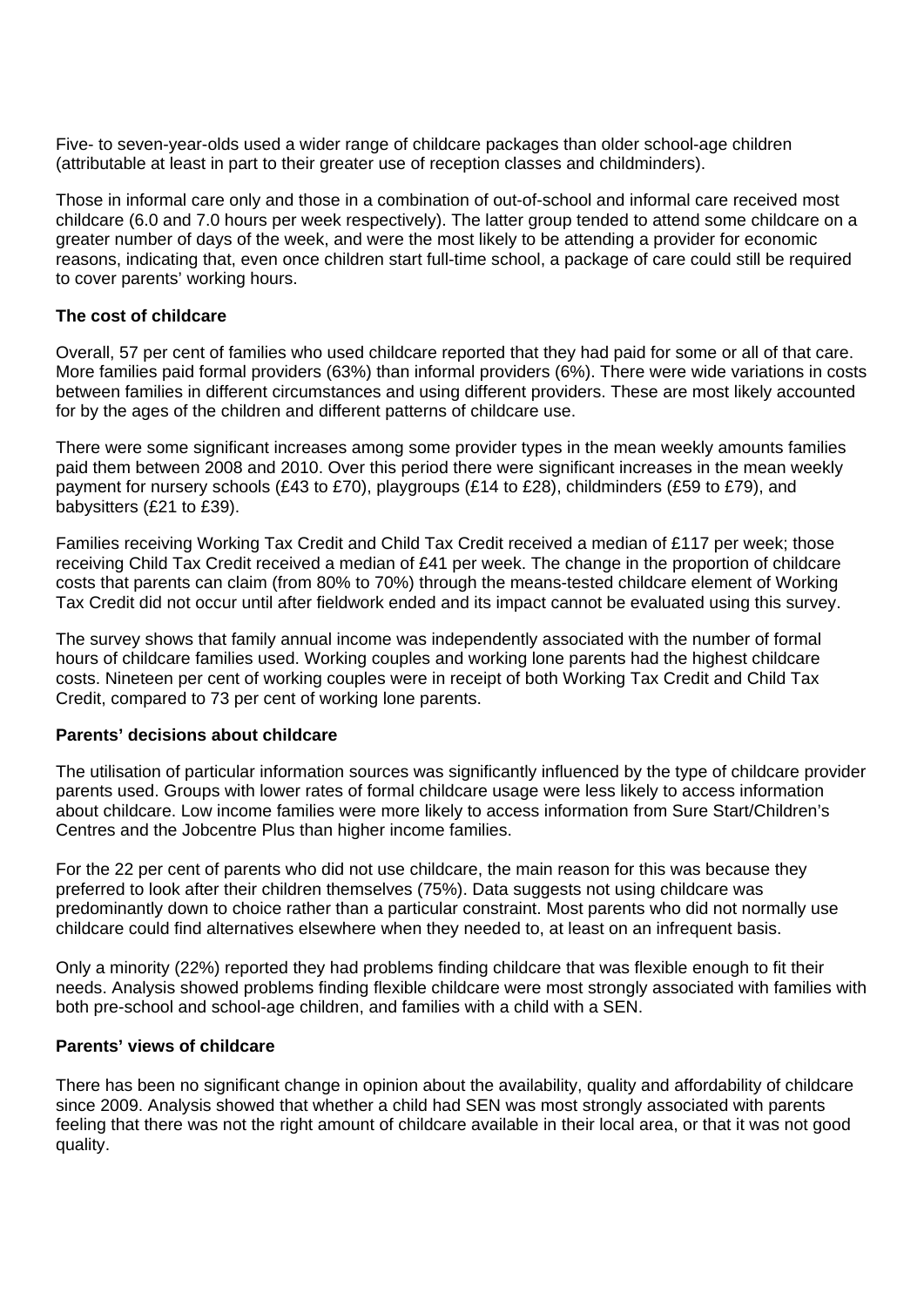Five- to seven-year-olds used a wider range of childcare packages than older school-age children (attributable at least in part to their greater use of reception classes and childminders).

Those in informal care only and those in a combination of out-of-school and informal care received most childcare (6.0 and 7.0 hours per week respectively). The latter group tended to attend some childcare on a greater number of days of the week, and were the most likely to be attending a provider for economic reasons, indicating that, even once children start full-time school, a package of care could still be required to cover parents' working hours.

**The cost of childcare**

Overall, 57 per cent of families who used childcare reported that they had paid for some or all of that care. More families paid formal providers (63%) than informal providers (6%). There were wide variations in costs between families in different circumstances and using different providers. These are most likely accounted for by the ages of the children and different patterns of childcare use.

There were some significant increases among some provider types in the mean weekly amounts families paid them between 2008 and 2010. Over this period there were significant increases in the mean weekly payment for nursery schools (£43 to £70), playgroups (£14 to £28), childminders (£59 to £79), and babysitters (£21 to £39).

Families receiving Working Tax Credit and Child Tax Credit received a median of £117 per week; those receiving Child Tax Credit received a median of £41 per week. The change in the proportion of childcare costs that parents can claim (from 80% to 70%) through the means-tested childcare element of Working Tax Credit did not occur until after fieldwork ended and its impact cannot be evaluated using this survey.

The survey shows that family annual income was independently associated with the number of formal hours of childcare families used. Working couples and working lone parents had the highest childcare costs. Nineteen per cent of working couples were in receipt of both Working Tax Credit and Child Tax Credit, compared to 73 per cent of working lone parents.

**Parents' decisions about childcare**

The utilisation of particular information sources was significantly influenced by the type of childcare provider parents used. Groups with lower rates of formal childcare usage were less likely to access information about childcare. Low income families were more likely to access information from Sure Start/Children's Centres and the Jobcentre Plus than higher income families.

For the 22 per cent of parents who did not use childcare, the main reason for this was because they preferred to look after their children themselves (75%). Data suggests not using childcare was predominantly down to choice rather than a particular constraint. Most parents who did not normally use childcare could find alternatives elsewhere when they needed to, at least on an infrequent basis.

Only a minority (22%) reported they had problems finding childcare that was flexible enough to fit their needs. Analysis showed problems finding flexible childcare were most strongly associated with families with both pre-school and school-age children, and families with a child with a SEN.

**Parents' views of childcare**

There has been no significant change in opinion about the availability, quality and affordability of childcare since 2009. Analysis showed that whether a child had SEN was most strongly associated with parents feeling that there was not the right amount of childcare available in their local area, or that it was not good quality.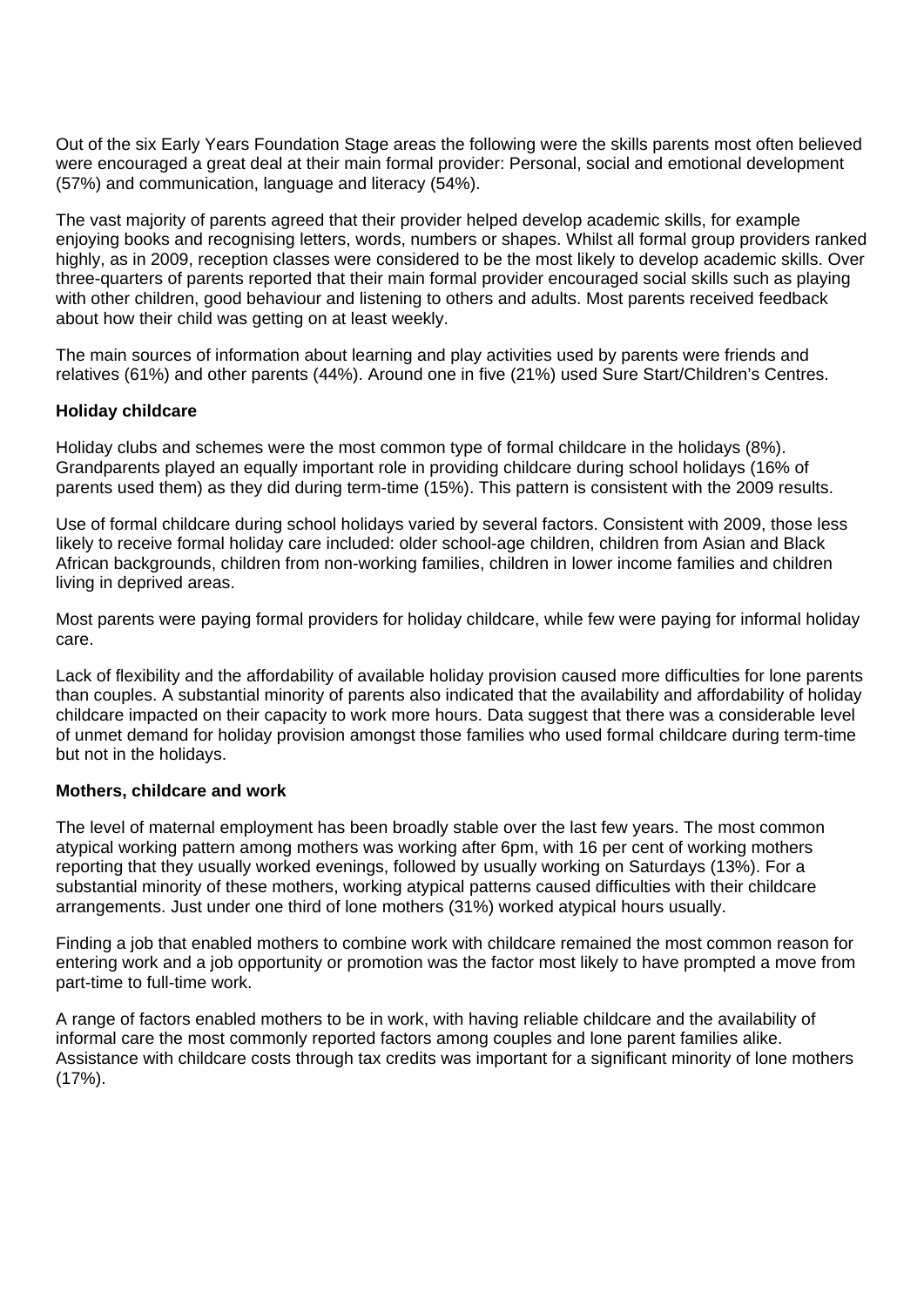Out of the six Early Years Foundation Stage areas the following were the skills parents most often believed were encouraged a great deal at their main formal provider: Personal, social and emotional development (57%) and communication, language and literacy (54%).

The vast majority of parents agreed that their provider helped develop academic skills, for example enjoying books and recognising letters, words, numbers or shapes. Whilst all formal group providers ranked highly, as in 2009, reception classes were considered to be the most likely to develop academic skills. Over three-quarters of parents reported that their main formal provider encouraged social skills such as playing with other children, good behaviour and listening to others and adults. Most parents received feedback about how their child was getting on at least weekly.

The main sources of information about learning and play activities used by parents were friends and relatives (61%) and other parents (44%). Around one in five (21%) used Sure Start/Children's Centres.

**Holiday childcare**

Holiday clubs and schemes were the most common type of formal childcare in the holidays (8%). Grandparents played an equally important role in providing childcare during school holidays (16% of parents used them) as they did during term-time (15%). This pattern is consistent with the 2009 results.

Use of formal childcare during school holidays varied by several factors. Consistent with 2009, those less likely to receive formal holiday care included: older school-age children, children from Asian and Black African backgrounds, children from non-working families, children in lower income families and children living in deprived areas.

Most parents were paying formal providers for holiday childcare, while few were paying for informal holiday care.

Lack of flexibility and the affordability of available holiday provision caused more difficulties for lone parents than couples. A substantial minority of parents also indicated that the availability and affordability of holiday childcare impacted on their capacity to work more hours. Data suggest that there was a considerable level of unmet demand for holiday provision amongst those families who used formal childcare during term-time but not in the holidays.

**Mothers, childcare and work**

The level of maternal employment has been broadly stable over the last few years. The most common atypical working pattern among mothers was working after 6pm, with 16 per cent of working mothers reporting that they usually worked evenings, followed by usually working on Saturdays (13%). For a substantial minority of these mothers, working atypical patterns caused difficulties with their childcare arrangements. Just under one third of lone mothers (31%) worked atypical hours usually.

Finding a job that enabled mothers to combine work with childcare remained the most common reason for entering work and a job opportunity or promotion was the factor most likely to have prompted a move from part-time to full-time work.

A range of factors enabled mothers to be in work, with having reliable childcare and the availability of informal care the most commonly reported factors among couples and lone parent families alike. Assistance with childcare costs through tax credits was important for a significant minority of lone mothers (17%).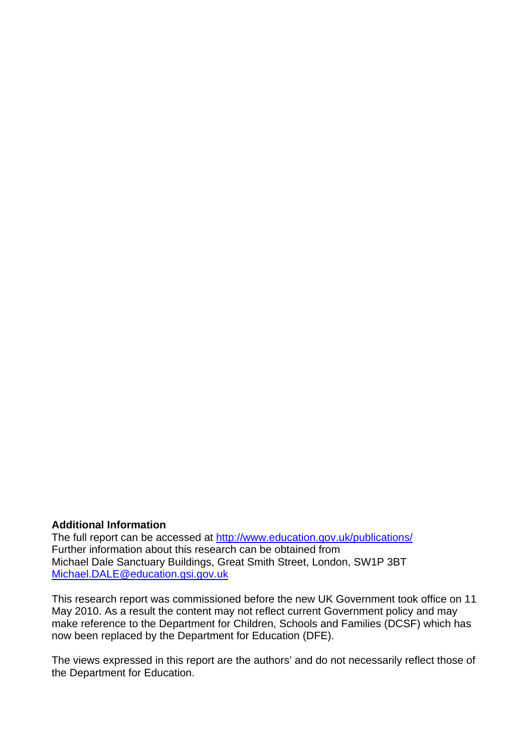**Additional Information**
The full report can be accessed at http://www.education.gov.uk/publications/
Further information about this research can be obtained from
Michael Dale Sanctuary Buildings, Great Smith Street, London, SW1P 3BT
Michael.DALE@education.gsi.gov.uk

This research report was commissioned before the new UK Government took office on 11 May 2010. As a result the content may not reflect current Government policy and may make reference to the Department for Children, Schools and Families (DCSF) which has now been replaced by the Department for Education (DFE).

The views expressed in this report are the authors' and do not necessarily reflect those of the Department for Education.